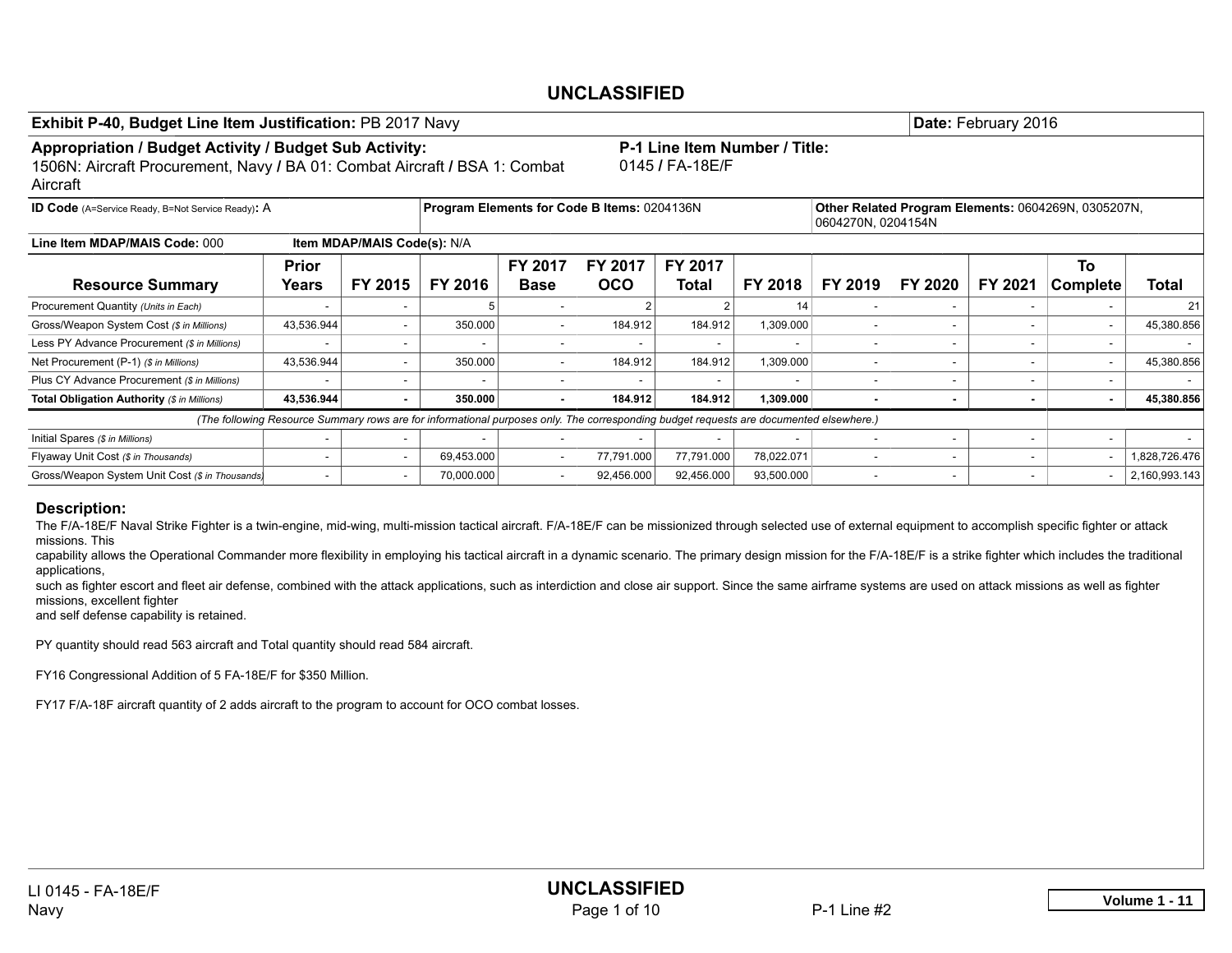UNCLASSIFIED

**Exhibit P-40, Budget Line Item Justification:** PB 2017 Navy | **Date:** February 2016

**Appropriation / Budget Activity / Budget Sub Activity:**
1506N: Aircraft Procurement, Navy / BA 01: Combat Aircraft / BSA 1: Combat Aircraft

**P-1 Line Item Number / Title:**
0145 / FA-18E/F

**ID Code** (A=Service Ready, B=Not Service Ready)**:** A

**Program Elements for Code B Items:** 0204136N

**Other Related Program Elements:** 0604269N, 0305207N, 0604270N, 0204154N

**Line Item MDAP/MAIS Code:** 000 **Item MDAP/MAIS Code(s):** N/A

| Resource Summary | Prior Years | FY 2015 | FY 2016 | FY 2017 Base | FY 2017 OCO | FY 2017 Total | FY 2018 | FY 2019 | FY 2020 | FY 2021 | To Complete | Total |
|---|---|---|---|---|---|---|---|---|---|---|---|---|
| Procurement Quantity *(Units in Each)* | - | - | 5 | - | 2 | 2 | 14 | - | - | - | - | 21 |
| Gross/Weapon System Cost *($ in Millions)* | 43,536.944 | - | 350.000 | - | 184.912 | 184.912 | 1,309.000 | - | - | - | - | 45,380.856 |
| Less PY Advance Procurement *($ in Millions)* | - | - | - | - | - | - | - | - | - | - | - | - |
| Net Procurement (P-1) *($ in Millions)* | 43,536.944 | - | 350.000 | - | 184.912 | 184.912 | 1,309.000 | - | - | - | - | 45,380.856 |
| Plus CY Advance Procurement *($ in Millions)* | - | - | - | - | - | - | - | - | - | - | - | - |
| **Total Obligation Authority** *($ in Millions)* | **43,536.944** | **-** | **350.000** | **-** | **184.912** | **184.912** | **1,309.000** | **-** | **-** | **-** | **-** | **45,380.856** |
| *(The following Resource Summary rows are for informational purposes only. The corresponding budget requests are documented elsewhere.)* | | | | | | | | | | | | |
| Initial Spares *($ in Millions)* | - | - | - | - | - | - | - | - | - | - | - | - |
| Flyaway Unit Cost *($ in Thousands)* | - | - | 69,453.000 | - | 77,791.000 | 77,791.000 | 78,022.071 | - | - | - | - | 1,828,726.476 |
| Gross/Weapon System Unit Cost *($ in Thousands)* | - | - | 70,000.000 | - | 92,456.000 | 92,456.000 | 93,500.000 | - | - | - | - | 2,160,993.143 |

## Description:

The F/A-18E/F Naval Strike Fighter is a twin-engine, mid-wing, multi-mission tactical aircraft. F/A-18E/F can be missionized through selected use of external equipment to accomplish specific fighter or attack missions. This
capability allows the Operational Commander more flexibility in employing his tactical aircraft in a dynamic scenario. The primary design mission for the F/A-18E/F is a strike fighter which includes the traditional applications,
such as fighter escort and fleet air defense, combined with the attack applications, such as interdiction and close air support. Since the same airframe systems are used on attack missions as well as fighter missions, excellent fighter
and self defense capability is retained.

PY quantity should read 563 aircraft and Total quantity should read 584 aircraft.

FY16 Congressional Addition of 5 FA-18E/F for $350 Million.

FY17 F/A-18F aircraft quantity of 2 adds aircraft to the program to account for OCO combat losses.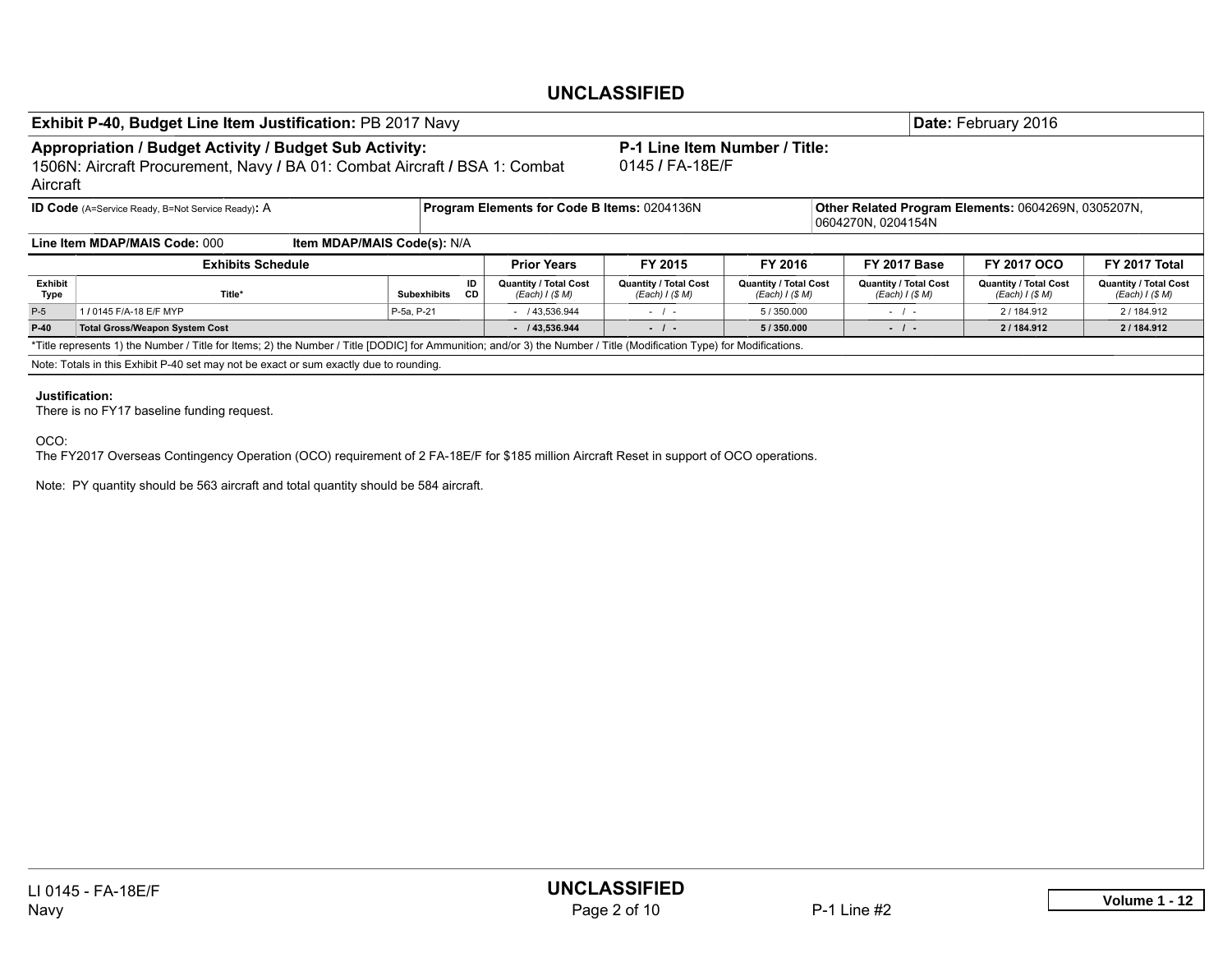## UNCLASSIFIED

**Exhibit P-40, Budget Line Item Justification:** PB 2017 Navy | **Date:** February 2016

**Appropriation / Budget Activity / Budget Sub Activity:**
1506N: Aircraft Procurement, Navy **/** BA 01: Combat Aircraft **/** BSA 1: Combat Aircraft

**P-1 Line Item Number / Title:**
0145 **/** FA-18E/F

**ID Code** (A=Service Ready, B=Not Service Ready)**:** A

**Program Elements for Code B Items:** 0204136N

**Other Related Program Elements:** 0604269N, 0305207N, 0604270N, 0204154N

**Line Item MDAP/MAIS Code:** 000 **Item MDAP/MAIS Code(s):** N/A

| Exhibits Schedule | | | | Prior Years | FY 2015 | FY 2016 | FY 2017 Base | FY 2017 OCO | FY 2017 Total |
|---|---|---|---|---|---|---|---|---|---|
| Exhibit Type | Title* | Subexhibits | ID CD | Quantity / Total Cost *(Each) / ($ M)* | Quantity / Total Cost *(Each) / ($ M)* | Quantity / Total Cost *(Each) / ($ M)* | Quantity / Total Cost *(Each) / ($ M)* | Quantity / Total Cost *(Each) / ($ M)* | Quantity / Total Cost *(Each) / ($ M)* |
| P-5 | 1 / 0145 F/A-18 E/F MYP | P-5a, P-21 | | - / 43,536.944 | - / - | 5 / 350.000 | - / - | 2 / 184.912 | 2 / 184.912 |
| **P-40** | **Total Gross/Weapon System Cost** | | | **- / 43,536.944** | **- / -** | **5 / 350.000** | **- / -** | **2 / 184.912** | **2 / 184.912** |

*Title represents 1) the Number / Title for Items; 2) the Number / Title [DODIC] for Ammunition; and/or 3) the Number / Title (Modification Type) for Modifications.

Note: Totals in this Exhibit P-40 set may not be exact or sum exactly due to rounding.

**Justification:**
There is no FY17 baseline funding request.

OCO:
The FY2017 Overseas Contingency Operation (OCO) requirement of 2 FA-18E/F for $185 million Aircraft Reset in support of OCO operations.

Note: PY quantity should be 563 aircraft and total quantity should be 584 aircraft.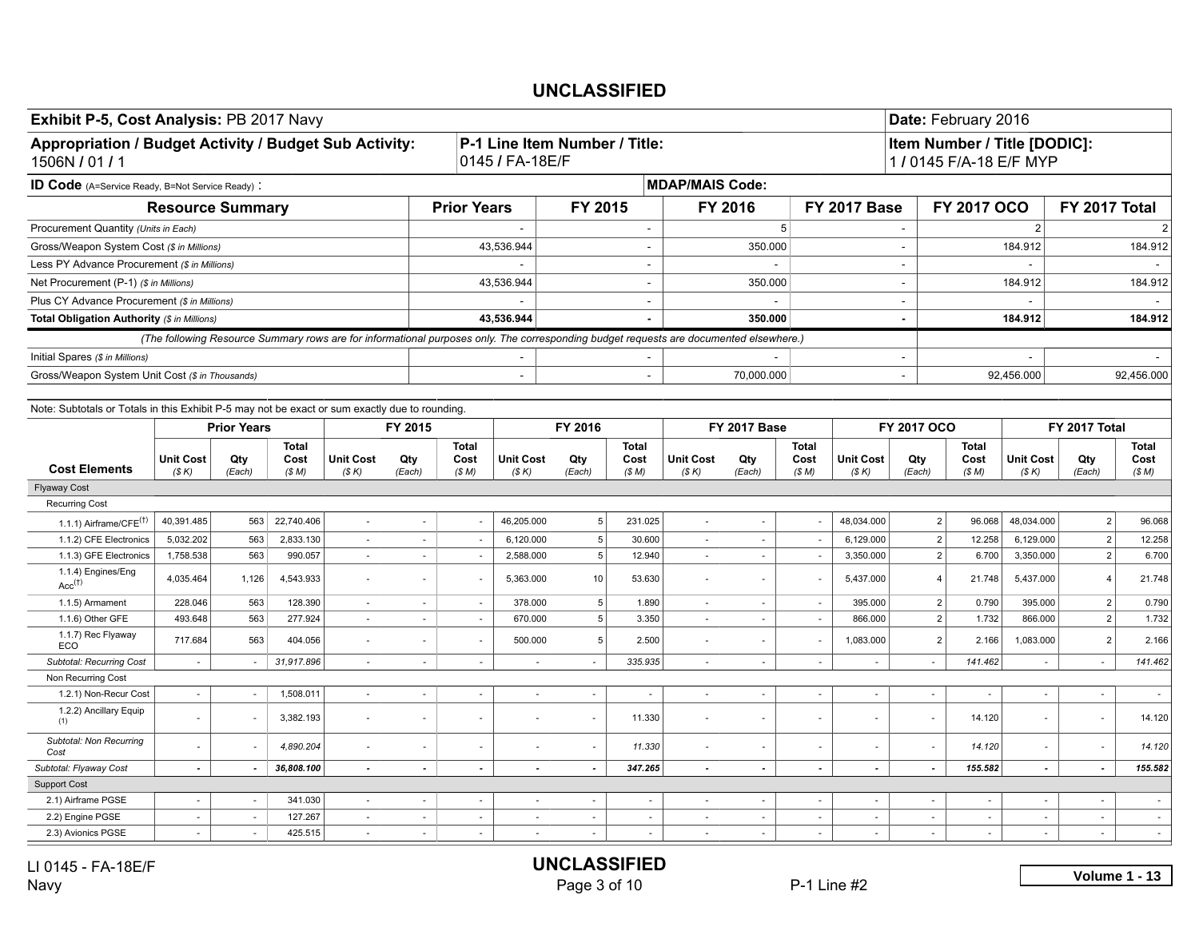UNCLASSIFIED

| **Exhibit P-5, Cost Analysis:** PB 2017 Navy | | **Date:** February 2016 |
|---|---|---|
| **Appropriation / Budget Activity / Budget Sub Activity:** 1506N / 01 / 1 | **P-1 Line Item Number / Title:** 0145 / FA-18E/F | **Item Number / Title [DODIC]:** 1 / 0145 F/A-18 E/F MYP |
| **ID Code** (A=Service Ready, B=Not Service Ready) : | **MDAP/MAIS Code:** | |

| Resource Summary | Prior Years | FY 2015 | FY 2016 | FY 2017 Base | FY 2017 OCO | FY 2017 Total |
|---|---|---|---|---|---|---|
| Procurement Quantity *(Units in Each)* | - | - | 5 | - | 2 | 2 |
| Gross/Weapon System Cost *($ in Millions)* | 43,536.944 | - | 350.000 | - | 184.912 | 184.912 |
| Less PY Advance Procurement *($ in Millions)* | - | - | - | - | - | - |
| Net Procurement (P-1) *($ in Millions)* | 43,536.944 | - | 350.000 | - | 184.912 | 184.912 |
| Plus CY Advance Procurement *($ in Millions)* | - | - | - | - | - | - |
| **Total Obligation Authority** *($ in Millions)* | **43,536.944** | **-** | **350.000** | **-** | **184.912** | **184.912** |
| *(The following Resource Summary rows are for informational purposes only. The corresponding budget requests are documented elsewhere.)* | | | | | | |
| Initial Spares *($ in Millions)* | - | - | - | - | - | - |
| Gross/Weapon System Unit Cost *($ in Thousands)* | - | - | 70,000.000 | - | 92,456.000 | 92,456.000 |

Note: Subtotals or Totals in this Exhibit P-5 may not be exact or sum exactly due to rounding.

| | Prior Years | | | FY 2015 | | | FY 2016 | | | FY 2017 Base | | | FY 2017 OCO | | | FY 2017 Total | | |
|---|---|---|---|---|---|---|---|---|---|---|---|---|---|---|---|---|---|---|
| **Cost Elements** | Unit Cost *($ K)* | Qty *(Each)* | Total Cost *($ M)* | Unit Cost *($ K)* | Qty *(Each)* | Total Cost *($ M)* | Unit Cost *($ K)* | Qty *(Each)* | Total Cost *($ M)* | Unit Cost *($ K)* | Qty *(Each)* | Total Cost *($ M)* | Unit Cost *($ K)* | Qty *(Each)* | Total Cost *($ M)* | Unit Cost *($ K)* | Qty *(Each)* | Total Cost *($ M)* |
| Flyaway Cost | | | | | | | | | | | | | | | | | | |
| Recurring Cost | | | | | | | | | | | | | | | | | | |
| 1.1.1) Airframe/CFE[(†)] | 40,391.485 | 563 | 22,740.406 | - | - | - | 46,205.000 | 5 | 231.025 | - | - | - | 48,034.000 | 2 | 96.068 | 48,034.000 | 2 | 96.068 |
| 1.1.2) CFE Electronics | 5,032.202 | 563 | 2,833.130 | - | - | - | 6,120.000 | 5 | 30.600 | - | - | - | 6,129.000 | 2 | 12.258 | 6,129.000 | 2 | 12.258 |
| 1.1.3) GFE Electronics | 1,758.538 | 563 | 990.057 | - | - | - | 2,588.000 | 5 | 12.940 | - | - | - | 3,350.000 | 2 | 6.700 | 3,350.000 | 2 | 6.700 |
| 1.1.4) Engines/Eng Acc[(†)] | 4,035.464 | 1,126 | 4,543.933 | - | - | - | 5,363.000 | 10 | 53.630 | - | - | - | 5,437.000 | 4 | 21.748 | 5,437.000 | 4 | 21.748 |
| 1.1.5) Armament | 228.046 | 563 | 128.390 | - | - | - | 378.000 | 5 | 1.890 | - | - | - | 395.000 | 2 | 0.790 | 395.000 | 2 | 0.790 |
| 1.1.6) Other GFE | 493.648 | 563 | 277.924 | - | - | - | 670.000 | 5 | 3.350 | - | - | - | 866.000 | 2 | 1.732 | 866.000 | 2 | 1.732 |
| 1.1.7) Rec Flyaway ECO | 717.684 | 563 | 404.056 | - | - | - | 500.000 | 5 | 2.500 | - | - | - | 1,083.000 | 2 | 2.166 | 1,083.000 | 2 | 2.166 |
| *Subtotal: Recurring Cost* | - | - | *31,917.896* | - | - | - | - | - | *335.935* | - | - | - | - | - | *141.462* | - | - | *141.462* |
| Non Recurring Cost | | | | | | | | | | | | | | | | | | |
| 1.2.1) Non-Recur Cost | - | - | 1,508.011 | - | - | - | - | - | - | - | - | - | - | - | - | - | - | - |
| 1.2.2) Ancillary Equip (1) | - | - | 3,382.193 | - | - | - | - | - | 11.330 | - | - | - | - | - | 14.120 | - | - | 14.120 |
| *Subtotal: Non Recurring Cost* | - | - | *4,890.204* | - | - | - | - | - | *11.330* | - | - | - | - | - | *14.120* | - | - | *14.120* |
| ***Subtotal: Flyaway Cost*** | **-** | **-** | ***36,808.100*** | **-** | **-** | **-** | **-** | **-** | ***347.265*** | **-** | **-** | **-** | **-** | **-** | ***155.582*** | **-** | **-** | ***155.582*** |
| Support Cost | | | | | | | | | | | | | | | | | | |
| 2.1) Airframe PGSE | - | - | 341.030 | - | - | - | - | - | - | - | - | - | - | - | - | - | - | - |
| 2.2) Engine PGSE | - | - | 127.267 | - | - | - | - | - | - | - | - | - | - | - | - | - | - | - |
| 2.3) Avionics PGSE | - | - | 425.515 | - | - | - | - | - | - | - | - | - | - | - | - | - | - | - |

LI 0145 - FA-18E/F
Navy

UNCLASSIFIED

P-1 Line #2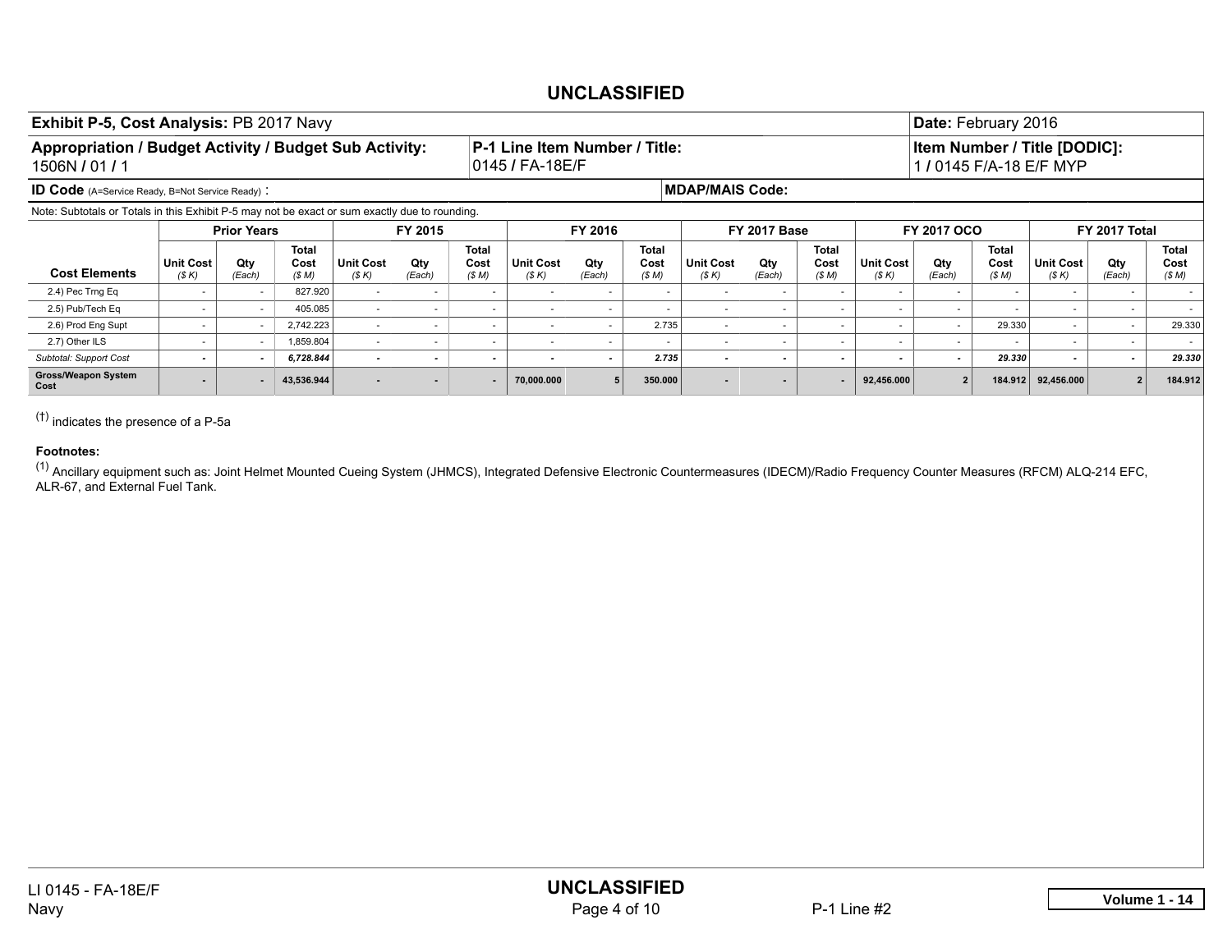## UNCLASSIFIED

| **Exhibit P-5, Cost Analysis:** PB 2017 Navy | | **Date:** February 2016 |
|---|---|---|
| **Appropriation / Budget Activity / Budget Sub Activity:** 1506N / 01 / 1 | **P-1 Line Item Number / Title:** 0145 / FA-18E/F | **Item Number / Title [DODIC]:** 1 / 0145 F/A-18 E/F MYP |
| **ID Code** (A=Service Ready, B=Not Service Ready) : | **MDAP/MAIS Code:** | |

Note: Subtotals or Totals in this Exhibit P-5 may not be exact or sum exactly due to rounding.

| | Prior Years | | | FY 2015 | | | FY 2016 | | | FY 2017 Base | | | FY 2017 OCO | | | FY 2017 Total | | |
|---|---|---|---|---|---|---|---|---|---|---|---|---|---|---|---|---|---|---|
| **Cost Elements** | Unit Cost ($ K) | Qty (Each) | Total Cost ($ M) | Unit Cost ($ K) | Qty (Each) | Total Cost ($ M) | Unit Cost ($ K) | Qty (Each) | Total Cost ($ M) | Unit Cost ($ K) | Qty (Each) | Total Cost ($ M) | Unit Cost ($ K) | Qty (Each) | Total Cost ($ M) | Unit Cost ($ K) | Qty (Each) | Total Cost ($ M) |
| 2.4) Pec Trng Eq | - | - | 827.920 | - | - | - | - | - | - | - | - | - | - | - | - | - | - | - |
| 2.5) Pub/Tech Eq | - | - | 405.085 | - | - | - | - | - | - | - | - | - | - | - | - | - | - | - |
| 2.6) Prod Eng Supt | - | - | 2,742.223 | - | - | - | - | - | 2.735 | - | - | - | - | - | 29.330 | - | - | 29.330 |
| 2.7) Other ILS | - | - | 1,859.804 | - | - | - | - | - | - | - | - | - | - | - | - | - | - | - |
| *Subtotal: Support Cost* | **-** | **-** | ***6,728.844*** | **-** | **-** | **-** | **-** | **-** | ***2.735*** | **-** | **-** | **-** | **-** | **-** | ***29.330*** | **-** | **-** | ***29.330*** |
| **Gross/Weapon System Cost** | **-** | **-** | **43,536.944** | **-** | **-** | **-** | **70,000.000** | **5** | **350.000** | **-** | **-** | **-** | **92,456.000** | **2** | **184.912** | **92,456.000** | **2** | **184.912** |

(†) indicates the presence of a P-5a

**Footnotes:**

(1) Ancillary equipment such as: Joint Helmet Mounted Cueing System (JHMCS), Integrated Defensive Electronic Countermeasures (IDECM)/Radio Frequency Counter Measures (RFCM) ALQ-214 EFC, ALR-67, and External Fuel Tank.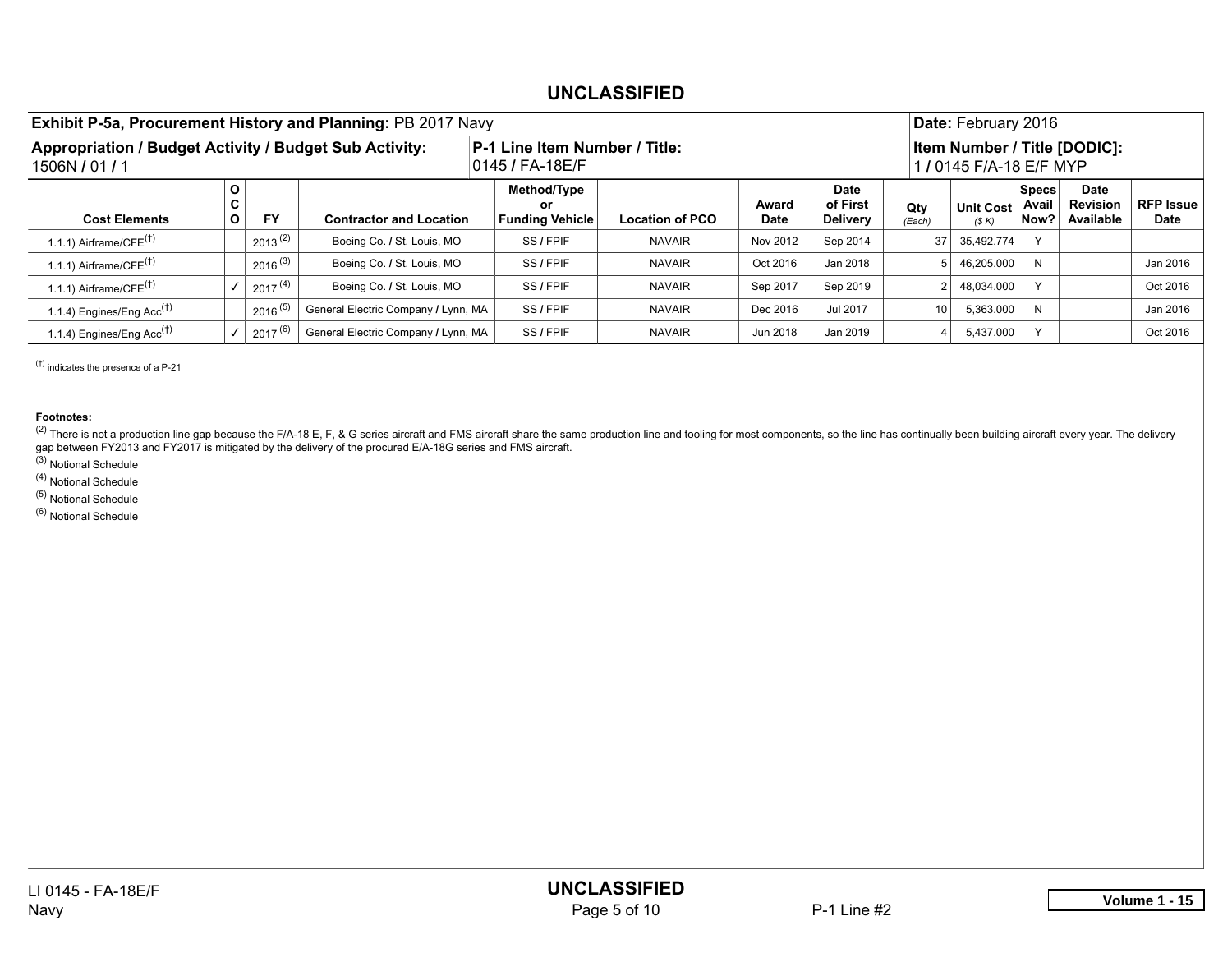**UNCLASSIFIED**

| **Exhibit P-5a, Procurement History and Planning:** PB 2017 Navy | **Date:** February 2016 |
|---|---|
| **Appropriation / Budget Activity / Budget Sub Activity:** 1506N / 01 / 1 | **P-1 Line Item Number / Title:** 0145 / FA-18E/F |
| **Item Number / Title [DODIC]:** 1 / 0145 F/A-18 E/F MYP | |

| Cost Elements | OCO | FY | Contractor and Location | Method/Type or Funding Vehicle | Location of PCO | Award Date | Date of First Delivery | Qty (Each) | Unit Cost ($ K) | Specs Avail Now? | Date Revision Available | RFP Issue Date |
|---|---|---|---|---|---|---|---|---|---|---|---|---|
| 1.1.1) Airframe/CFE[†] | | 2013 [2] | Boeing Co. / St. Louis, MO | SS / FPIF | NAVAIR | Nov 2012 | Sep 2014 | 37 | 35,492.774 | Y | | |
| 1.1.1) Airframe/CFE[†] | | 2016 [3] | Boeing Co. / St. Louis, MO | SS / FPIF | NAVAIR | Oct 2016 | Jan 2018 | 5 | 46,205.000 | N | | Jan 2016 |
| 1.1.1) Airframe/CFE[†] | ✓ | 2017 [4] | Boeing Co. / St. Louis, MO | SS / FPIF | NAVAIR | Sep 2017 | Sep 2019 | 2 | 48,034.000 | Y | | Oct 2016 |
| 1.1.4) Engines/Eng Acc[†] | | 2016 [5] | General Electric Company / Lynn, MA | SS / FPIF | NAVAIR | Dec 2016 | Jul 2017 | 10 | 5,363.000 | N | | Jan 2016 |
| 1.1.4) Engines/Eng Acc[†] | ✓ | 2017 [6] | General Electric Company / Lynn, MA | SS / FPIF | NAVAIR | Jun 2018 | Jan 2019 | 4 | 5,437.000 | Y | | Oct 2016 |

[†] indicates the presence of a P-21

**Footnotes:**

[2] There is not a production line gap because the F/A-18 E, F, & G series aircraft and FMS aircraft share the same production line and tooling for most components, so the line has continually been building aircraft every year. The delivery gap between FY2013 and FY2017 is mitigated by the delivery of the procured E/A-18G series and FMS aircraft.

[3] Notional Schedule

[4] Notional Schedule

[5] Notional Schedule

[6] Notional Schedule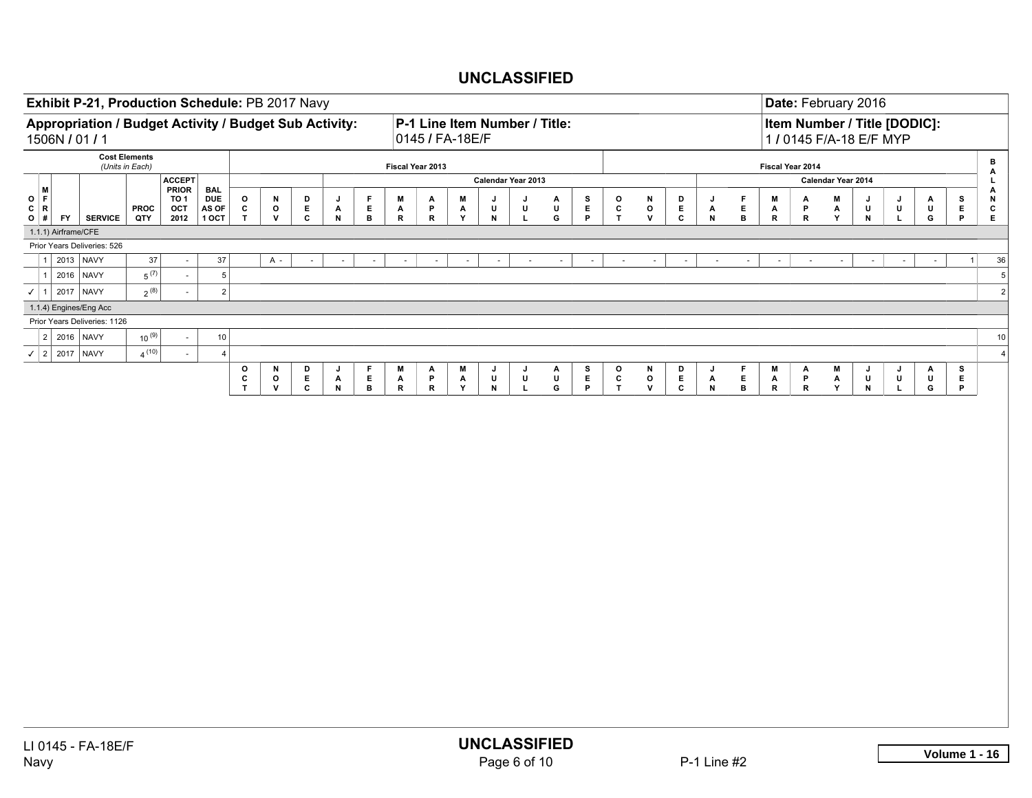UNCLASSIFIED

**Exhibit P-21, Production Schedule:** PB 2017 Navy

**Date:** February 2016

**Appropriation / Budget Activity / Budget Sub Activity:** 1506N / 01 / 1

**P-1 Line Item Number / Title:** 0145 / FA-18E/F

**Item Number / Title [DODIC]:** 1 / 0145 F/A-18 E/F MYP

Cost Elements (Units in Each)

Fiscal Year 2013 (Calendar Year 2013 begins JAN); Fiscal Year 2014 (Calendar Year 2014 begins JAN)

| OCO | MFR # | FY | SERVICE | PROC QTY | ACCEPT PRIOR TO 1 OCT 2012 | BAL DUE AS OF 1 OCT | OCT | NOV | DEC | JAN | FEB | MAR | APR | MAY | JUN | JUL | AUG | SEP | OCT | NOV | DEC | JAN | FEB | MAR | APR | MAY | JUN | JUL | AUG | SEP | BALANCE |
|---|---|---|---|---|---|---|---|---|---|---|---|---|---|---|---|---|---|---|---|---|---|---|---|---|---|---|---|---|---|---|---|
| 1.1.1) Airframe/CFE | | | | | | | | | | | | | | | | | | | | | | | | | | | | | | | |
| Prior Years Deliveries: 526 | | | | | | | | | | | | | | | | | | | | | | | | | | | | | | | |
| | 1 | 2013 | NAVY | 37 | - | 37 | | A - | - | - | - | - | - | - | - | - | - | - | - | - | - | - | - | - | - | - | - | - | - | 1 | 36 |
| | 1 | 2016 | NAVY | 5 (7) | - | 5 | | | | | | | | | | | | | | | | | | | | | | | | | 5 |
| ✓ | 1 | 2017 | NAVY | 2 (8) | - | 2 | | | | | | | | | | | | | | | | | | | | | | | | | 2 |
| 1.1.4) Engines/Eng Acc | | | | | | | | | | | | | | | | | | | | | | | | | | | | | | | |
| Prior Years Deliveries: 1126 | | | | | | | | | | | | | | | | | | | | | | | | | | | | | | | |
| | 2 | 2016 | NAVY | 10 (9) | - | 10 | | | | | | | | | | | | | | | | | | | | | | | | | 10 |
| ✓ | 2 | 2017 | NAVY | 4 (10) | - | 4 | | | | | | | | | | | | | | | | | | | | | | | | | 4 |

UNCLASSIFIED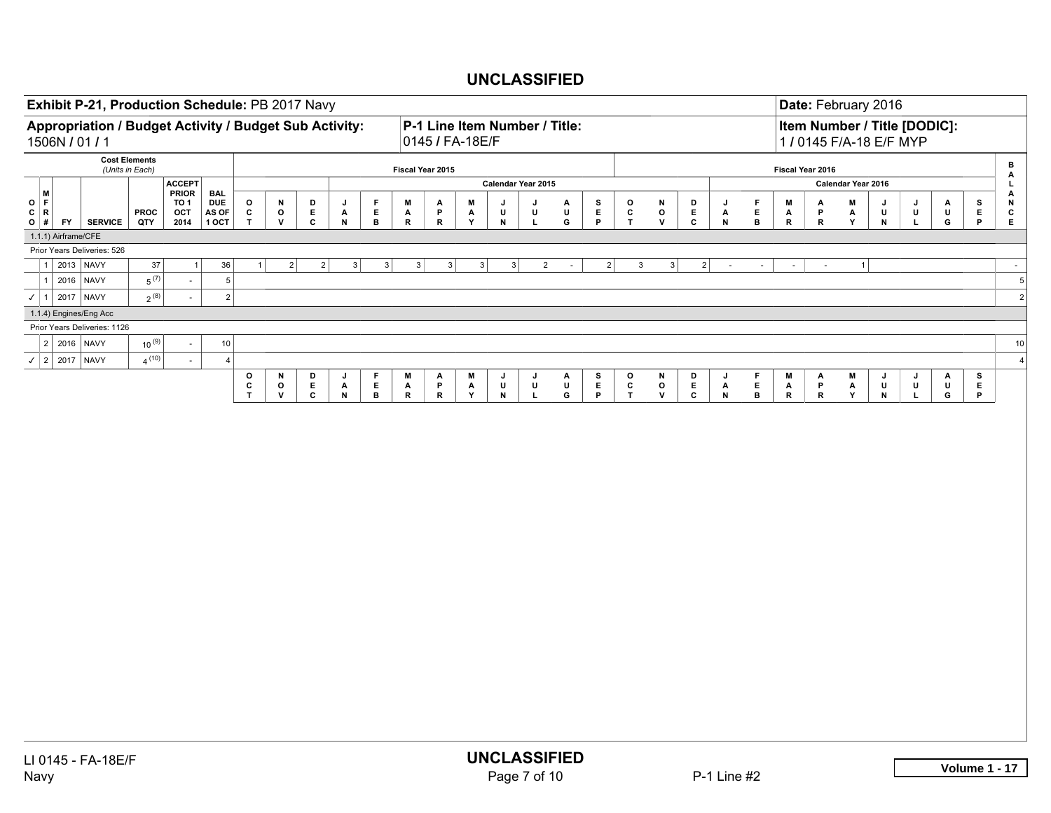**UNCLASSIFIED**

**Exhibit P-21, Production Schedule:** PB 2017 Navy

**Date:** February 2016

**Appropriation / Budget Activity / Budget Sub Activity:** 1506N / 01 / 1

**P-1 Line Item Number / Title:** 0145 / FA-18E/F

**Item Number / Title [DODIC]:** 1 / 0145 F/A-18 E/F MYP

| O C O | M F R # | FY | SERVICE | PROC QTY | ACCEPT PRIOR TO 1 OCT 2014 | BAL DUE AS OF 1 OCT | FY 2015 OCT | NOV | DEC | CY 2015 JAN | FEB | MAR | APR | MAY | JUN | JUL | AUG | SEP | FY 2016 OCT | NOV | DEC | CY 2016 JAN | FEB | MAR | APR | MAY | JUN | JUL | AUG | SEP | BALANCE |
|---|---|---|---|---|---|---|---|---|---|---|---|---|---|---|---|---|---|---|---|---|---|---|---|---|---|---|---|---|---|---|---|
| 1.1.1) Airframe/CFE | | | | | | | | | | | | | | | | | | | | | | | | | | | | | | | |
| Prior Years Deliveries: 526 | | | | | | | | | | | | | | | | | | | | | | | | | | | | | | | |
| | 1 | 2013 | NAVY | 37 | 1 | 36 | 1 | 2 | 2 | 3 | 3 | 3 | 3 | 3 | 3 | 2 | - | 2 | 3 | 3 | 2 | - | - | - | - | 1 | | | | | - |
| | 1 | 2016 | NAVY | 5 (7) | - | 5 | | | | | | | | | | | | | | | | | | | | | | | | | 5 |
| ✓ | 1 | 2017 | NAVY | 2 (8) | - | 2 | | | | | | | | | | | | | | | | | | | | | | | | | 2 |
| 1.1.4) Engines/Eng Acc | | | | | | | | | | | | | | | | | | | | | | | | | | | | | | | |
| Prior Years Deliveries: 1126 | | | | | | | | | | | | | | | | | | | | | | | | | | | | | | | |
| | 2 | 2016 | NAVY | 10 (9) | - | 10 | | | | | | | | | | | | | | | | | | | | | | | | | 10 |
| ✓ | 2 | 2017 | NAVY | 4 (10) | - | 4 | | | | | | | | | | | | | | | | | | | | | | | | | 4 |

**UNCLASSIFIED**

LI 0145 - FA-18E/F
Navy

P-1 Line #2

**Volume 1 - 17**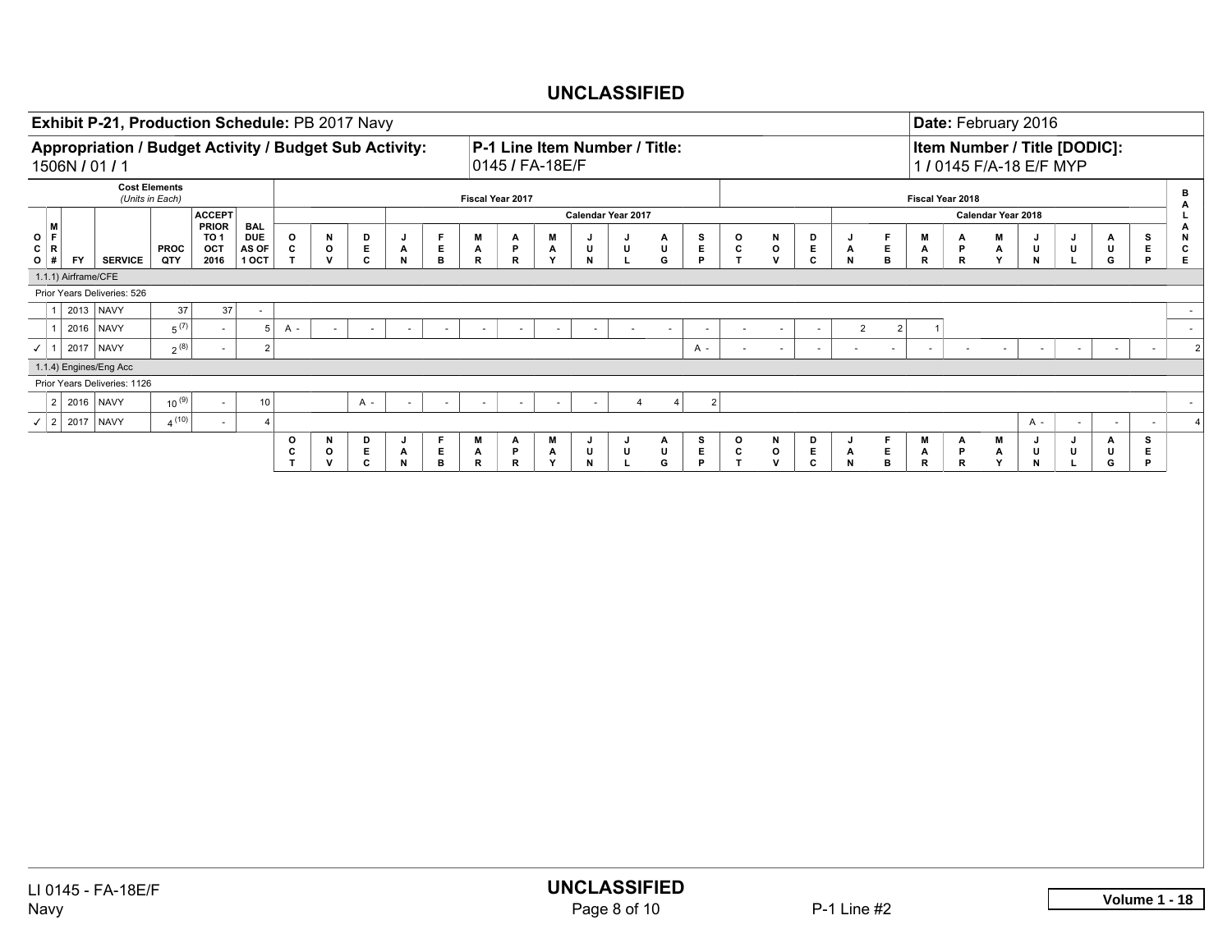**UNCLASSIFIED**

**Exhibit P-21, Production Schedule:** PB 2017 Navy

**Date:** February 2016

**Appropriation / Budget Activity / Budget Sub Activity:** 1506N / 01 / 1

**P-1 Line Item Number / Title:** 0145 / FA-18E/F

**Item Number / Title [DODIC]:** 1 / 0145 F/A-18 E/F MYP

Cost Elements (Units in Each)

| OCO | MFR # | FY | SERVICE | PROC QTY | ACCEPT PRIOR TO 1 OCT 2016 | BAL DUE AS OF 1 OCT | FY 2017 OCT | NOV | DEC | CY 2017 JAN | FEB | MAR | APR | MAY | JUN | JUL | AUG | SEP | FY 2018 OCT | NOV | DEC | CY 2018 JAN | FEB | MAR | APR | MAY | JUN | JUL | AUG | SEP | BALANCE |
|---|---|---|---|---|---|---|---|---|---|---|---|---|---|---|---|---|---|---|---|---|---|---|---|---|---|---|---|---|---|---|---|
| 1.1.1) Airframe/CFE | | | | | | | | | | | | | | | | | | | | | | | | | | | | | | | |
| Prior Years Deliveries: 526 | | | | | | | | | | | | | | | | | | | | | | | | | | | | | | | |
| | 1 | 2013 | NAVY | 37 | 37 | - | | | | | | | | | | | | | | | | | | | | | | | | | - |
| | 1 | 2016 | NAVY | 5 (7) | - | 5 | A - | - | - | - | - | - | - | - | - | - | - | - | - | - | - | 2 | 2 | 1 | | | | | | | - |
| ✓ | 1 | 2017 | NAVY | 2 (8) | - | 2 | | | | | | | | | | | | A - | - | - | - | - | - | - | - | - | - | - | - | - | 2 |
| 1.1.4) Engines/Eng Acc | | | | | | | | | | | | | | | | | | | | | | | | | | | | | | | |
| Prior Years Deliveries: 1126 | | | | | | | | | | | | | | | | | | | | | | | | | | | | | | | |
| | 2 | 2016 | NAVY | 10 (9) | - | 10 | | | A - | - | - | - | - | - | - | 4 | 4 | 2 | | | | | | | | | | | | | - |
| ✓ | 2 | 2017 | NAVY | 4 (10) | - | 4 | | | | | | | | | | | | | | | | | | | | | A - | - | - | - | 4 |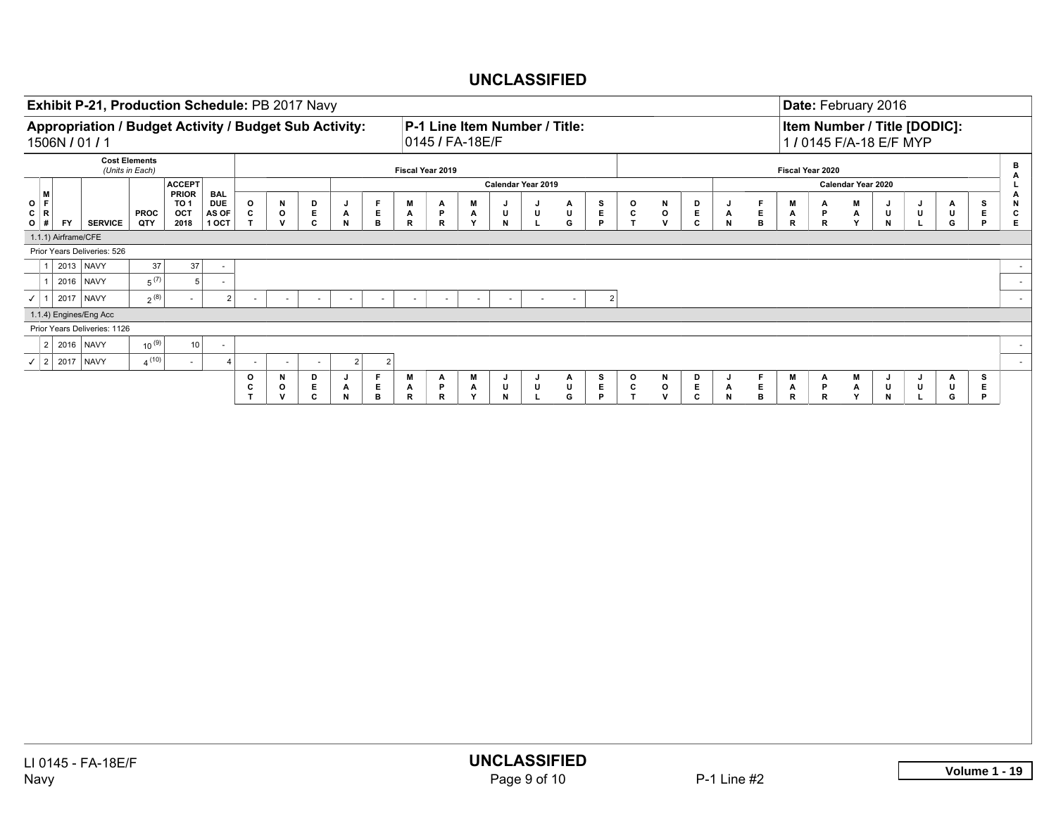**UNCLASSIFIED**

**Exhibit P-21, Production Schedule:** PB 2017 Navy

**Date:** February 2016

**Appropriation / Budget Activity / Budget Sub Activity:** 1506N / 01 / 1

**P-1 Line Item Number / Title:** 0145 / FA-18E/F

**Item Number / Title [DODIC]:** 1 / 0145 F/A-18 E/F MYP

| Cost Elements (Units in Each) | | | | | | | Fiscal Year 2019 | | | | | | | | | | | | Fiscal Year 2020 | | | | | | | | | | | | BALANCE |
|---|---|---|---|---|---|---|---|---|---|---|---|---|---|---|---|---|---|---|---|---|---|---|---|---|---|---|---|---|---|---|---|
| | | | | | | | | | | Calendar Year 2019 | | | | | | | | | | | | Calendar Year 2020 | | | | | | | | | |
| OCO | MFR # | FY | SERVICE | PROC QTY | ACCEPT PRIOR TO 1 OCT 2018 | BAL DUE AS OF 1 OCT | OCT | NOV | DEC | JAN | FEB | MAR | APR | MAY | JUN | JUL | AUG | SEP | OCT | NOV | DEC | JAN | FEB | MAR | APR | MAY | JUN | JUL | AUG | SEP | |
| 1.1.1) Airframe/CFE | | | | | | | | | | | | | | | | | | | | | | | | | | | | | | | |
| Prior Years Deliveries: 526 | | | | | | | | | | | | | | | | | | | | | | | | | | | | | | | |
| | 1 | 2013 | NAVY | 37 | 37 | - | | | | | | | | | | | | | | | | | | | | | | | | | - |
| | 1 | 2016 | NAVY | 5 (7) | 5 | - | | | | | | | | | | | | | | | | | | | | | | | | | - |
| ✓ | 1 | 2017 | NAVY | 2 (8) | - | 2 | - | - | - | - | - | - | - | - | - | - | - | 2 | | | | | | | | | | | | | - |
| 1.1.4) Engines/Eng Acc | | | | | | | | | | | | | | | | | | | | | | | | | | | | | | | |
| Prior Years Deliveries: 1126 | | | | | | | | | | | | | | | | | | | | | | | | | | | | | | | |
| | 2 | 2016 | NAVY | 10 (9) | 10 | - | | | | | | | | | | | | | | | | | | | | | | | | | - |
| ✓ | 2 | 2017 | NAVY | 4 (10) | - | 4 | - | - | - | 2 | 2 | | | | | | | | | | | | | | | | | | | | - |
| | | | | | | | OCT | NOV | DEC | JAN | FEB | MAR | APR | MAY | JUN | JUL | AUG | SEP | OCT | NOV | DEC | JAN | FEB | MAR | APR | MAY | JUN | JUL | AUG | SEP | |

LI 0145 - FA-18E/F
Navy

**UNCLASSIFIED**

P-1 Line #2

**Volume 1 - 19**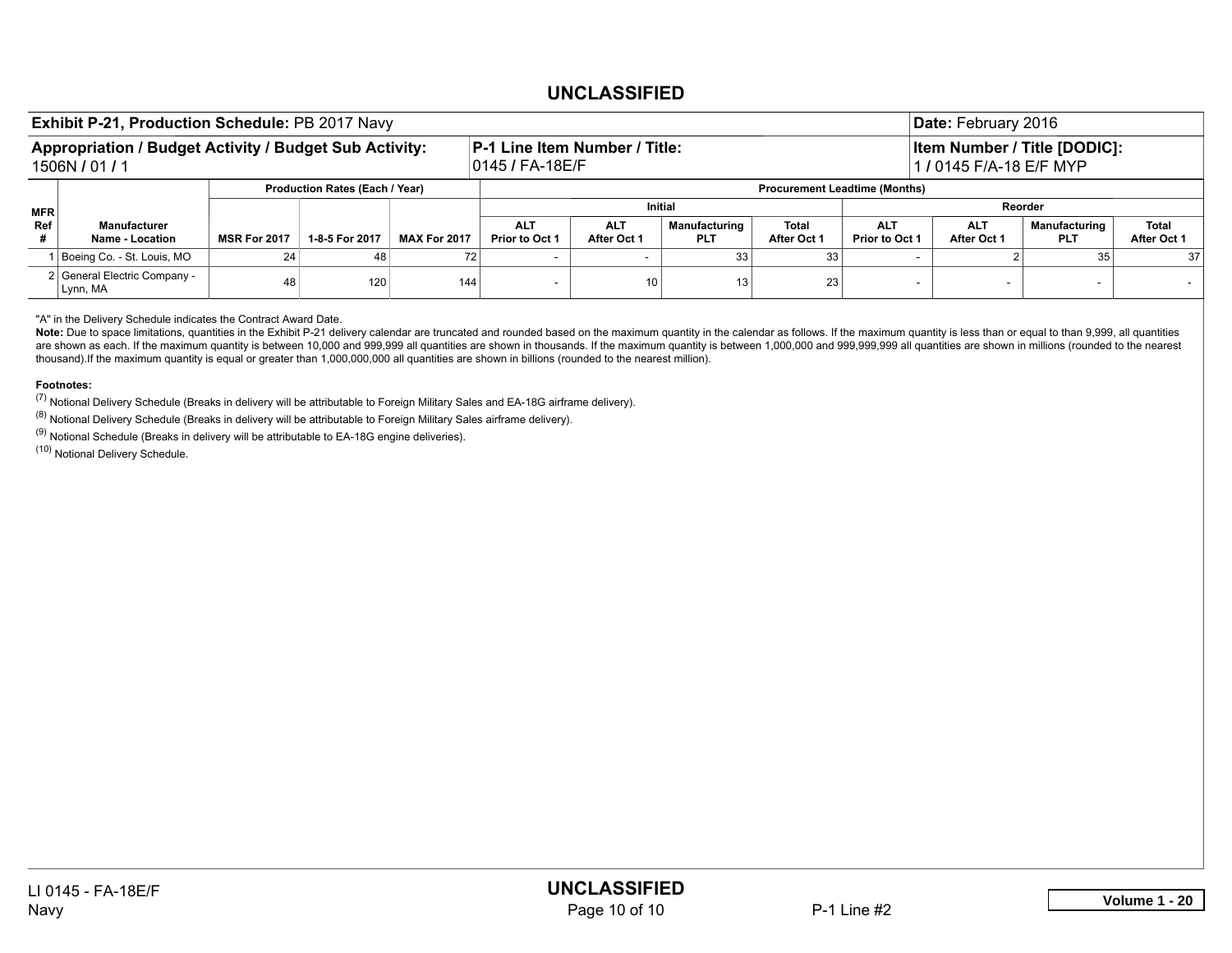**UNCLASSIFIED**

| **Exhibit P-21, Production Schedule:** PB 2017 Navy | | **Date:** February 2016 |
|---|---|---|
| **Appropriation / Budget Activity / Budget Sub Activity:** 1506N / 01 / 1 | **P-1 Line Item Number / Title:** 0145 / FA-18E/F | **Item Number / Title [DODIC]:** 1 / 0145 F/A-18 E/F MYP |

| MFR Ref # | Manufacturer Name - Location | Production Rates (Each / Year) | | | Procurement Leadtime (Months) | | | | | | | |
|---|---|---|---|---|---|---|---|---|---|---|---|---|
| | | | | | Initial | | | | Reorder | | | |
| | | MSR For 2017 | 1-8-5 For 2017 | MAX For 2017 | ALT Prior to Oct 1 | ALT After Oct 1 | Manufacturing PLT | Total After Oct 1 | ALT Prior to Oct 1 | ALT After Oct 1 | Manufacturing PLT | Total After Oct 1 |
| 1 | Boeing Co. - St. Louis, MO | 24 | 48 | 72 | - | - | 33 | 33 | - | 2 | 35 | 37 |
| 2 | General Electric Company - Lynn, MA | 48 | 120 | 144 | - | 10 | 13 | 23 | - | - | - | - |

"A" in the Delivery Schedule indicates the Contract Award Date.

**Note:** Due to space limitations, quantities in the Exhibit P-21 delivery calendar are truncated and rounded based on the maximum quantity in the calendar as follows. If the maximum quantity is less than or equal to than 9,999, all quantities are shown as each. If the maximum quantity is between 10,000 and 999,999 all quantities are shown in thousands. If the maximum quantity is between 1,000,000 and 999,999,999 all quantities are shown in millions (rounded to the nearest thousand).If the maximum quantity is equal or greater than 1,000,000,000 all quantities are shown in billions (rounded to the nearest million).

**Footnotes:**

(7) Notional Delivery Schedule (Breaks in delivery will be attributable to Foreign Military Sales and EA-18G airframe delivery).

(8) Notional Delivery Schedule (Breaks in delivery will be attributable to Foreign Military Sales airframe delivery).

(9) Notional Schedule (Breaks in delivery will be attributable to EA-18G engine deliveries).

(10) Notional Delivery Schedule.